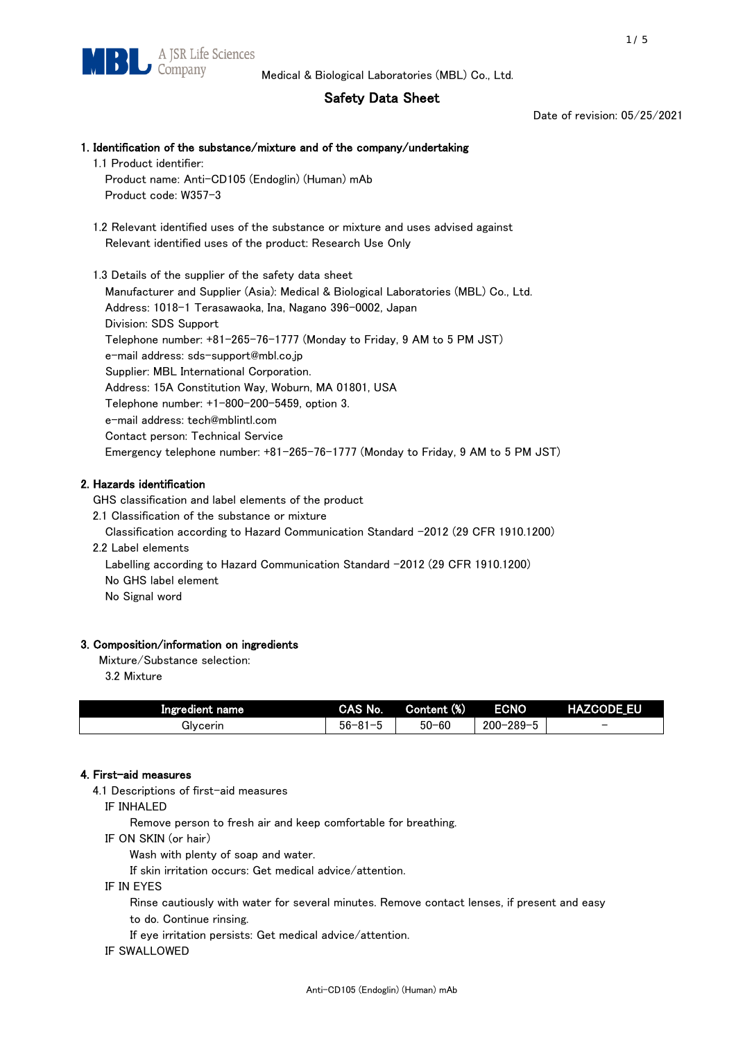Medical & Biological Laboratories (MBL) Co., Ltd.

# Safety Data Sheet

Date of revision: 05/25/2021

## 1. Identification of the substance/mixture and of the company/undertaking

1.1 Product identifier:

Product name: Anti-CD105 (Endoglin) (Human) mAb

Product code: W357-3

1.2 Relevant identified uses of the substance or mixture and uses advised against

Relevant identified uses of the product: Research Use Only

1.3 Details of the supplier of the safety data sheet

Manufacturer and Supplier (Asia): Medical & Biological Laboratories (MBL) Co., Ltd.

Address: 1018-1 Terasawaoka, Ina, Nagano 396-0002, Japan

Division: SDS Support

Telephone number: +81-265-76-1777 (Monday to Friday, 9 AM to 5 PM JST)

e-mail address: sds-support@mbl.co.jp

Supplier: MBL International Corporation.

Address: 15A Constitution Way, Woburn, MA 01801, USA

Telephone number: +1-800-200-5459, option 3.

e-mail address: tech@mblintl.com

Contact person: Technical Service

Emergency telephone number: +81-265-76-1777 (Monday to Friday, 9 AM to 5 PM JST)

## 2. Hazards identification

GHS classification and label elements of the product

2.1 Classification of the substance or mixture

Classification according to Hazard Communication Standard -2012 (29 CFR 1910.1200)

2.2 Label elements

Labelling according to Hazard Communication Standard -2012 (29 CFR 1910.1200)

No GHS label element

No Signal word

## 3. Composition/information on ingredients

Mixture/Substance selection:

3.2 Mixture

| Ingredient name | CAS No. | Content (%) | ECNO | HAZCODE_EU |
|---|---|---|---|---|
| Glycerin | 56-81-5 | 50-60 | 200-289-5 | - |

## 4. First-aid measures

4.1 Descriptions of first-aid measures

IF INHALED

Remove person to fresh air and keep comfortable for breathing.

IF ON SKIN (or hair)

Wash with plenty of soap and water.

If skin irritation occurs: Get medical advice/attention.

IF IN EYES

Rinse cautiously with water for several minutes. Remove contact lenses, if present and easy to do. Continue rinsing.

If eye irritation persists: Get medical advice/attention.

IF SWALLOWED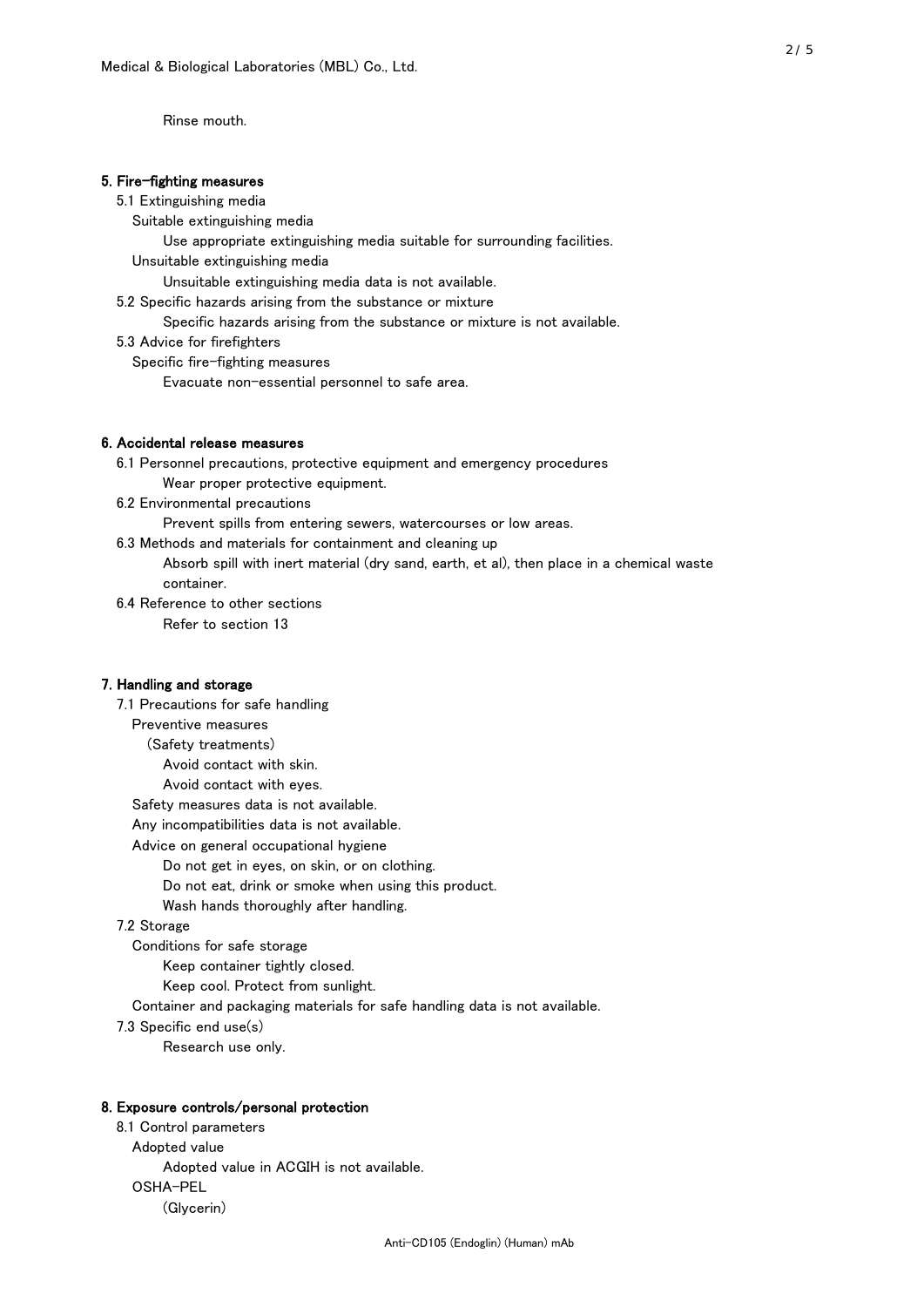Rinse mouth.

## 5. Fire-fighting measures

5.1 Extinguishing media

Suitable extinguishing media

Use appropriate extinguishing media suitable for surrounding facilities.

Unsuitable extinguishing media

Unsuitable extinguishing media data is not available.

5.2 Specific hazards arising from the substance or mixture

Specific hazards arising from the substance or mixture is not available.

5.3 Advice for firefighters

Specific fire-fighting measures

Evacuate non-essential personnel to safe area.

## 6. Accidental release measures

6.1 Personnel precautions, protective equipment and emergency procedures

Wear proper protective equipment.

6.2 Environmental precautions

Prevent spills from entering sewers, watercourses or low areas.

6.3 Methods and materials for containment and cleaning up

Absorb spill with inert material (dry sand, earth, et al), then place in a chemical waste container.

6.4 Reference to other sections

Refer to section 13

## 7. Handling and storage

7.1 Precautions for safe handling

Preventive measures

(Safety treatments)

Avoid contact with skin.

Avoid contact with eyes.

Safety measures data is not available.

Any incompatibilities data is not available.

Advice on general occupational hygiene

Do not get in eyes, on skin, or on clothing.

Do not eat, drink or smoke when using this product.

Wash hands thoroughly after handling.

7.2 Storage

Conditions for safe storage

Keep container tightly closed.

Keep cool. Protect from sunlight.

Container and packaging materials for safe handling data is not available.

7.3 Specific end use(s)

Research use only.

## 8. Exposure controls/personal protection

8.1 Control parameters

Adopted value

Adopted value in ACGIH is not available.

OSHA-PEL

(Glycerin)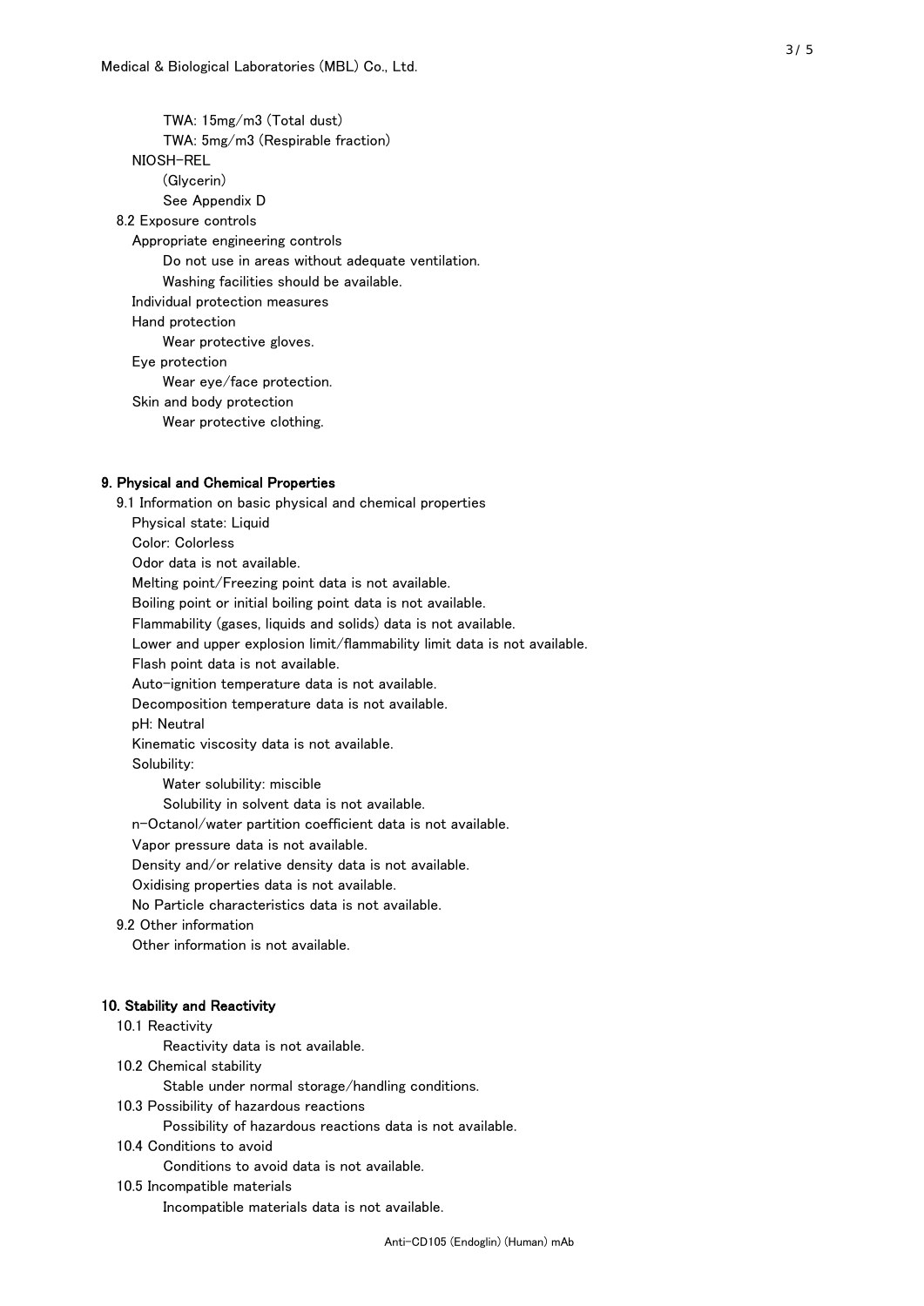TWA: 15mg/m3 (Total dust)

TWA: 5mg/m3 (Respirable fraction)

NIOSH-REL

(Glycerin)

See Appendix D

8.2 Exposure controls

Appropriate engineering controls

Do not use in areas without adequate ventilation.

Washing facilities should be available.

Individual protection measures

Hand protection

Wear protective gloves.

Eye protection

Wear eye/face protection.

Skin and body protection

Wear protective clothing.

## 9. Physical and Chemical Properties

9.1 Information on basic physical and chemical properties

Physical state: Liquid

Color: Colorless

Odor data is not available.

Melting point/Freezing point data is not available.

Boiling point or initial boiling point data is not available.

Flammability (gases, liquids and solids) data is not available.

Lower and upper explosion limit/flammability limit data is not available.

Flash point data is not available.

Auto-ignition temperature data is not available.

Decomposition temperature data is not available.

pH: Neutral

Kinematic viscosity data is not available.

Solubility:

Water solubility: miscible

Solubility in solvent data is not available.

n-Octanol/water partition coefficient data is not available.

Vapor pressure data is not available.

Density and/or relative density data is not available.

Oxidising properties data is not available.

No Particle characteristics data is not available.

9.2 Other information

Other information is not available.

## 10. Stability and Reactivity

10.1 Reactivity

Reactivity data is not available.

10.2 Chemical stability

Stable under normal storage/handling conditions.

10.3 Possibility of hazardous reactions

Possibility of hazardous reactions data is not available.

10.4 Conditions to avoid

Conditions to avoid data is not available.

10.5 Incompatible materials

Incompatible materials data is not available.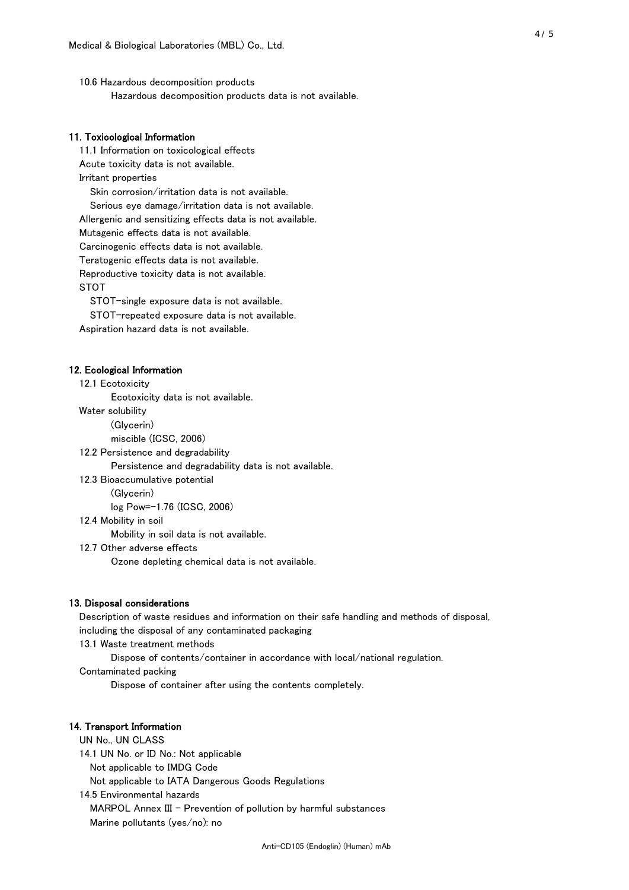10.6 Hazardous decomposition products

Hazardous decomposition products data is not available.

## 11. Toxicological Information

11.1 Information on toxicological effects

Acute toxicity data is not available.

Irritant properties

Skin corrosion/irritation data is not available.

Serious eye damage/irritation data is not available.

Allergenic and sensitizing effects data is not available.

Mutagenic effects data is not available.

Carcinogenic effects data is not available.

Teratogenic effects data is not available.

Reproductive toxicity data is not available.

STOT

STOT-single exposure data is not available.

STOT-repeated exposure data is not available.

Aspiration hazard data is not available.

## 12. Ecological Information

12.1 Ecotoxicity

Ecotoxicity data is not available.

Water solubility

(Glycerin)

miscible (ICSC, 2006)

12.2 Persistence and degradability

Persistence and degradability data is not available.

12.3 Bioaccumulative potential

(Glycerin)

log Pow=-1.76 (ICSC, 2006)

12.4 Mobility in soil

Mobility in soil data is not available.

12.7 Other adverse effects

Ozone depleting chemical data is not available.

## 13. Disposal considerations

Description of waste residues and information on their safe handling and methods of disposal, including the disposal of any contaminated packaging

13.1 Waste treatment methods

Dispose of contents/container in accordance with local/national regulation.

Contaminated packing

Dispose of container after using the contents completely.

## 14. Transport Information

UN No., UN CLASS

14.1 UN No. or ID No.: Not applicable

Not applicable to IMDG Code

Not applicable to IATA Dangerous Goods Regulations

14.5 Environmental hazards

MARPOL Annex III - Prevention of pollution by harmful substances

Marine pollutants (yes/no): no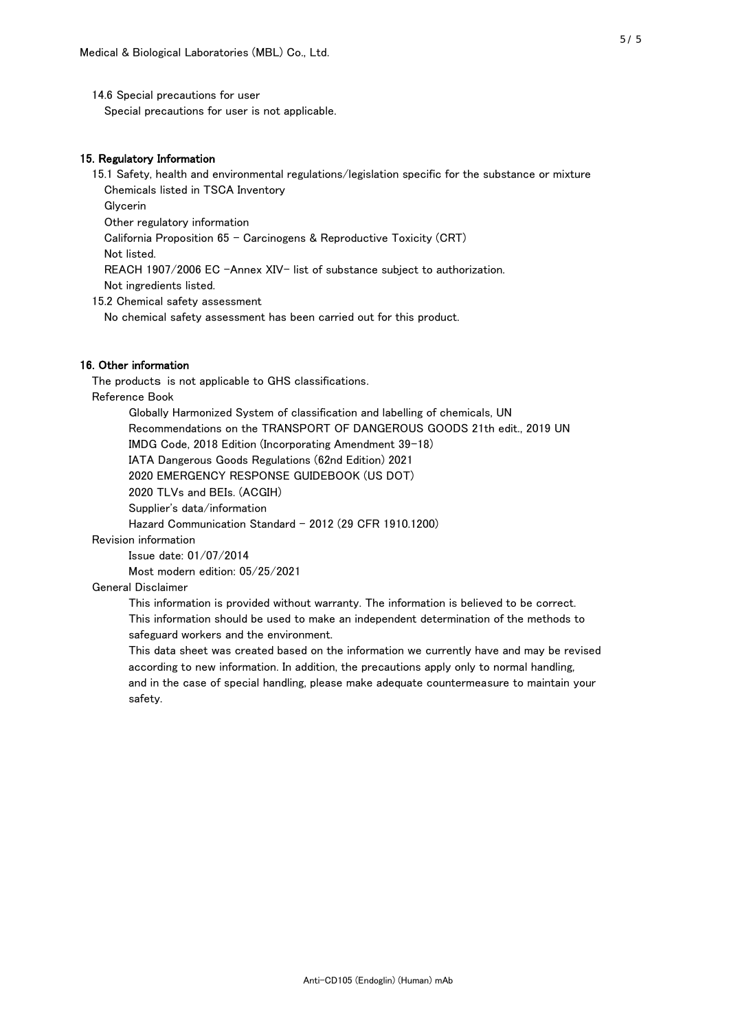14.6 Special precautions for user

Special precautions for user is not applicable.

## 15. Regulatory Information

15.1 Safety, health and environmental regulations/legislation specific for the substance or mixture

Chemicals listed in TSCA Inventory

Glycerin

Other regulatory information

California Proposition 65 - Carcinogens & Reproductive Toxicity (CRT)

Not listed.

REACH 1907/2006 EC -Annex XIV- list of substance subject to authorization.

Not ingredients listed.

15.2 Chemical safety assessment

No chemical safety assessment has been carried out for this product.

## 16. Other information

The products is not applicable to GHS classifications.

Reference Book

Globally Harmonized System of classification and labelling of chemicals, UN

Recommendations on the TRANSPORT OF DANGEROUS GOODS 21th edit., 2019 UN

IMDG Code, 2018 Edition (Incorporating Amendment 39-18)

IATA Dangerous Goods Regulations (62nd Edition) 2021

2020 EMERGENCY RESPONSE GUIDEBOOK (US DOT)

2020 TLVs and BEIs. (ACGIH)

Supplier's data/information

Hazard Communication Standard - 2012 (29 CFR 1910.1200)

Revision information

Issue date: 01/07/2014

Most modern edition: 05/25/2021

General Disclaimer

This information is provided without warranty. The information is believed to be correct. This information should be used to make an independent determination of the methods to safeguard workers and the environment.

This data sheet was created based on the information we currently have and may be revised according to new information. In addition, the precautions apply only to normal handling, and in the case of special handling, please make adequate countermeasure to maintain your safety.